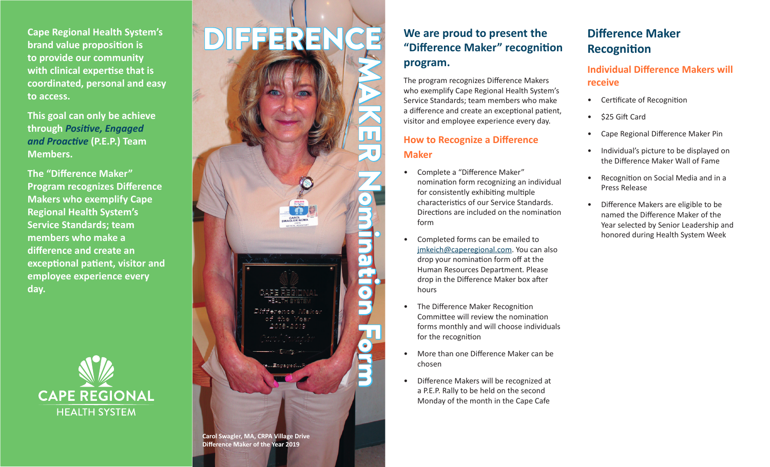**Cape Regional Health System's brand value proposition is to provide our community with clinical expertise that is coordinated, personal and easy to access.**

**This goal can only be achieve through *Positive, Engaged and Proactive* (P.E.P.) Team Members.**

**The "Difference Maker" Program recognizes Difference Makers who exemplify Cape Regional Health System's Service Standards; team members who make a difference and create an exceptional patient, visitor and employee experience every day.**

CAPE REGIONAL
HEALTH SYSTEM

# DIFFERENCE MAKER Nomination Form

**Carol Swagler, MA, CRPA Village Drive**
**Difference Maker of the Year 2019**

## We are proud to present the "Difference Maker" recognition program.

The program recognizes Difference Makers who exemplify Cape Regional Health System's Service Standards; team members who make a difference and create an exceptional patient, visitor and employee experience every day.

### How to Recognize a Difference Maker

- Complete a "Difference Maker" nomination form recognizing an individual for consistently exhibiting multiple characteristics of our Service Standards. Directions are included on the nomination form
- Completed forms can be emailed to jmkeich@caperegional.com. You can also drop your nomination form off at the Human Resources Department. Please drop in the Difference Maker box after hours
- The Difference Maker Recognition Committee will review the nomination forms monthly and will choose individuals for the recognition
- More than one Difference Maker can be chosen
- Difference Makers will be recognized at a P.E.P. Rally to be held on the second Monday of the month in the Cape Cafe

## Difference Maker Recognition

### Individual Difference Makers will receive

- Certificate of Recognition
- $25 Gift Card
- Cape Regional Difference Maker Pin
- Individual's picture to be displayed on the Difference Maker Wall of Fame
- Recognition on Social Media and in a Press Release
- Difference Makers are eligible to be named the Difference Maker of the Year selected by Senior Leadership and honored during Health System Week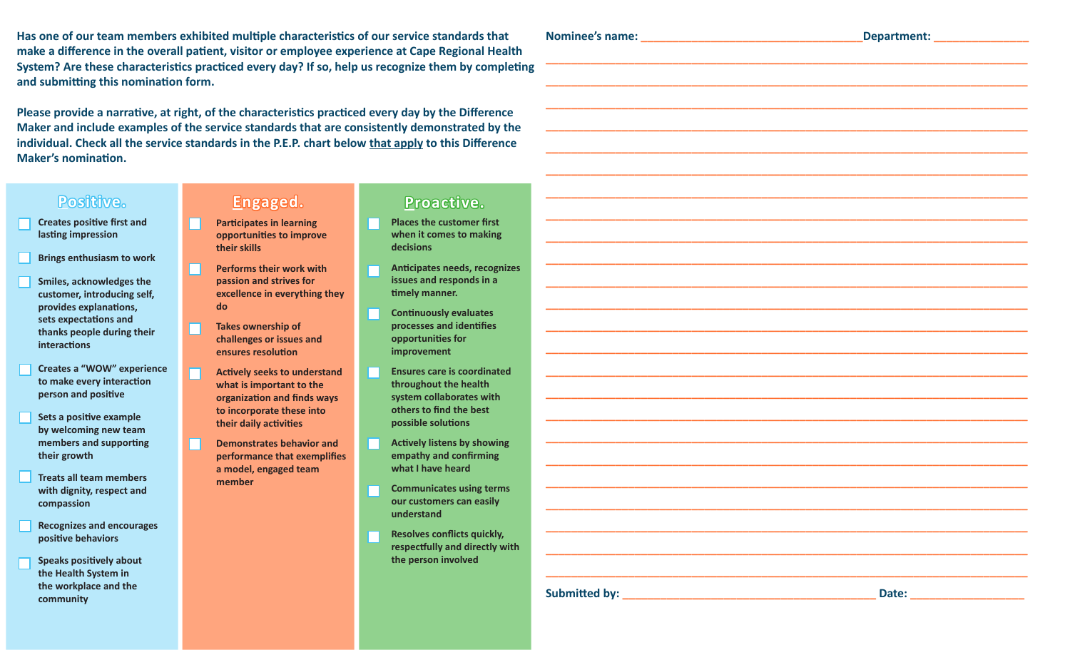Has one of our team members exhibited multiple characteristics of our service standards that make a difference in the overall patient, visitor or employee experience at Cape Regional Health System? Are these characteristics practiced every day? If so, help us recognize them by completing and submitting this nomination form.

Please provide a narrative, at right, of the characteristics practiced every day by the Difference Maker and include examples of the service standards that are consistently demonstrated by the individual. Check all the service standards in the P.E.P. chart below that apply to this Difference Maker's nomination.

## Positive.

- [ ] Creates positive first and lasting impression
- [ ] Brings enthusiasm to work
- [ ] Smiles, acknowledges the customer, introducing self, provides explanations, sets expectations and thanks people during their interactions
- [ ] Creates a "WOW" experience to make every interaction person and positive
- [ ] Sets a positive example by welcoming new team members and supporting their growth
- [ ] Treats all team members with dignity, respect and compassion
- [ ] Recognizes and encourages positive behaviors
- [ ] Speaks positively about the Health System in the workplace and the community

## Engaged.

- [ ] Participates in learning opportunities to improve their skills
- [ ] Performs their work with passion and strives for excellence in everything they do
- [ ] Takes ownership of challenges or issues and ensures resolution
- [ ] Actively seeks to understand what is important to the organization and finds ways to incorporate these into their daily activities
- [ ] Demonstrates behavior and performance that exemplifies a model, engaged team member

## Proactive.

- [ ] Places the customer first when it comes to making decisions
- [ ] Anticipates needs, recognizes issues and responds in a timely manner.
- [ ] Continuously evaluates processes and identifies opportunities for improvement
- [ ] Ensures care is coordinated throughout the health system collaborates with others to find the best possible solutions
- [ ] Actively listens by showing empathy and confirming what I have heard
- [ ] Communicates using terms our customers can easily understand
- [ ] Resolves conflicts quickly, respectfully and directly with the person involved

Nominee's name: ______________________________ Department: ______________

______________________________________________________________________

______________________________________________________________________

______________________________________________________________________

______________________________________________________________________

______________________________________________________________________

______________________________________________________________________

______________________________________________________________________

______________________________________________________________________

______________________________________________________________________

______________________________________________________________________

______________________________________________________________________

______________________________________________________________________

______________________________________________________________________

______________________________________________________________________

______________________________________________________________________

______________________________________________________________________

______________________________________________________________________

______________________________________________________________________

______________________________________________________________________

______________________________________________________________________

______________________________________________________________________

______________________________________________________________________

______________________________________________________________________

______________________________________________________________________

Submitted by: __________________________________ Date: ________________